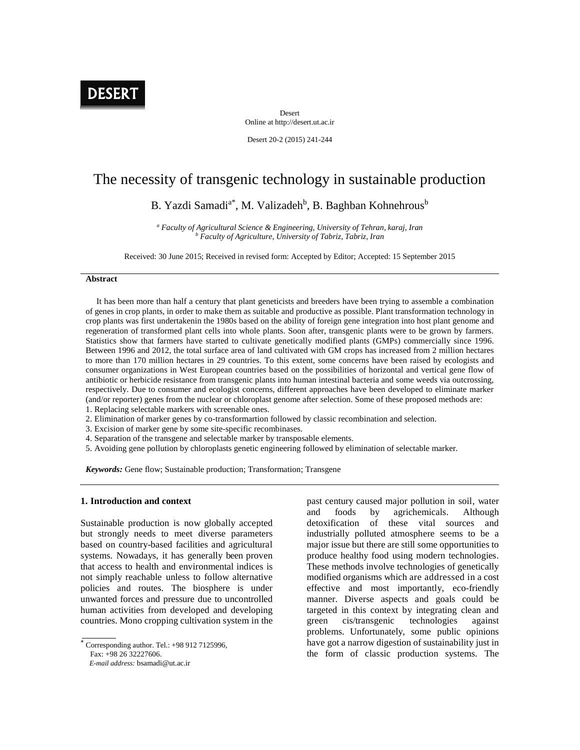# The necessity of transgenic technology in sustainable production

B. Yazdi Samadi[a*], M. Valizadeh[b], B. Baghban Kohnehrous[b]

[a] *Faculty of Agricultural Science & Engineering, University of Tehran, karaj, Iran*
[b] *Faculty of Agriculture, University of Tabriz, Tabriz, Iran*

Received: 30 June 2015; Received in revised form: Accepted by Editor; Accepted: 15 September 2015

### Abstract

It has been more than half a century that plant geneticists and breeders have been trying to assemble a combination of genes in crop plants, in order to make them as suitable and productive as possible. Plant transformation technology in crop plants was first undertakenin the 1980s based on the ability of foreign gene integration into host plant genome and regeneration of transformed plant cells into whole plants. Soon after, transgenic plants were to be grown by farmers. Statistics show that farmers have started to cultivate genetically modified plants (GMPs) commercially since 1996. Between 1996 and 2012, the total surface area of land cultivated with GM crops has increased from 2 million hectares to more than 170 million hectares in 29 countries. To this extent, some concerns have been raised by ecologists and consumer organizations in West European countries based on the possibilities of horizontal and vertical gene flow of antibiotic or herbicide resistance from transgenic plants into human intestinal bacteria and some weeds via outcrossing, respectively. Due to consumer and ecologist concerns, different approaches have been developed to eliminate marker (and/or reporter) genes from the nuclear or chloroplast genome after selection. Some of these proposed methods are:

1. Replacing selectable markers with screenable ones.
2. Elimination of marker genes by co-transformartion followed by classic recombination and selection.
3. Excision of marker gene by some site-specific recombinases.
4. Separation of the transgene and selectable marker by transposable elements.
5. Avoiding gene pollution by chloroplasts genetic engineering followed by elimination of selectable marker.

***Keywords:*** Gene flow; Sustainable production; Transformation; Transgene

## 1. Introduction and context

Sustainable production is now globally accepted but strongly needs to meet diverse parameters based on country-based facilities and agricultural systems. Nowadays, it has generally been proven that access to health and environmental indices is not simply reachable unless to follow alternative policies and routes. The biosphere is under unwanted forces and pressure due to uncontrolled human activities from developed and developing countries. Mono cropping cultivation system in the past century caused major pollution in soil, water and foods by agrichemicals. Although detoxification of these vital sources and industrially polluted atmosphere seems to be a major issue but there are still some opportunities to produce healthy food using modern technologies. These methods involve technologies of genetically modified organisms which are addressed in a cost effective and most importantly, eco-friendly manner. Diverse aspects and goals could be targeted in this context by integrating clean and green cis/transgenic technologies against problems. Unfortunately, some public opinions have got a narrow digestion of sustainability just in the form of classic production systems. The

---

[*] Corresponding author. Tel.: +98 912 7125996,
Fax: +98 26 32227606.
*E-mail address:* bsamadi@ut.ac.ir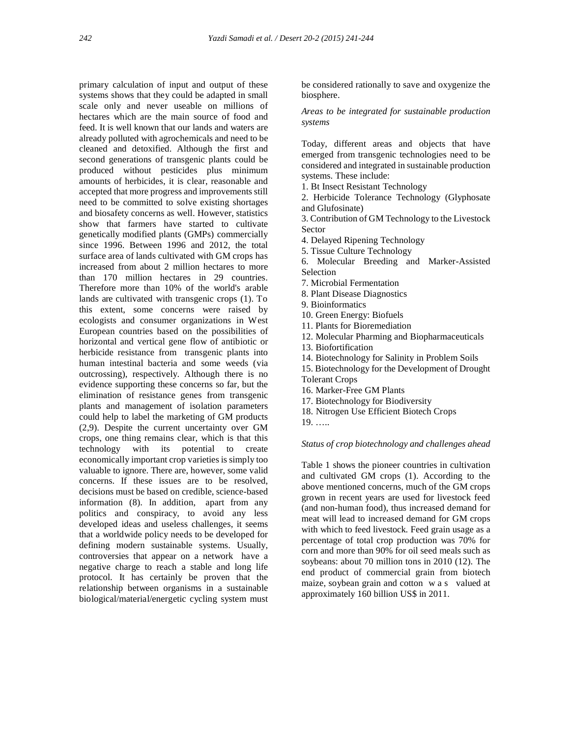primary calculation of input and output of these systems shows that they could be adapted in small scale only and never useable on millions of hectares which are the main source of food and feed. It is well known that our lands and waters are already polluted with agrochemicals and need to be cleaned and detoxified. Although the first and second generations of transgenic plants could be produced without pesticides plus minimum amounts of herbicides, it is clear, reasonable and accepted that more progress and improvements still need to be committed to solve existing shortages and biosafety concerns as well. However, statistics show that farmers have started to cultivate genetically modified plants (GMPs) commercially since 1996. Between 1996 and 2012, the total surface area of lands cultivated with GM crops has increased from about 2 million hectares to more than 170 million hectares in 29 countries. Therefore more than 10% of the world's arable lands are cultivated with transgenic crops (1). To this extent, some concerns were raised by ecologists and consumer organizations in West European countries based on the possibilities of horizontal and vertical gene flow of antibiotic or herbicide resistance from transgenic plants into human intestinal bacteria and some weeds (via outcrossing), respectively. Although there is no evidence supporting these concerns so far, but the elimination of resistance genes from transgenic plants and management of isolation parameters could help to label the marketing of GM products (2,9). Despite the current uncertainty over GM crops, one thing remains clear, which is that this technology with its potential to create economically important crop varieties is simply too valuable to ignore. There are, however, some valid concerns. If these issues are to be resolved, decisions must be based on credible, science-based information (8). In addition, apart from any politics and conspiracy, to avoid any less developed ideas and useless challenges, it seems that a worldwide policy needs to be developed for defining modern sustainable systems. Usually, controversies that appear on a network have a negative charge to reach a stable and long life protocol. It has certainly be proven that the relationship between organisms in a sustainable biological/material/energetic cycling system must be considered rationally to save and oxygenize the biosphere.

*Areas to be integrated for sustainable production systems*

Today, different areas and objects that have emerged from transgenic technologies need to be considered and integrated in sustainable production systems. These include:

1. Bt Insect Resistant Technology
2. Herbicide Tolerance Technology (Glyphosate and Glufosinate)
3. Contribution of GM Technology to the Livestock Sector
4. Delayed Ripening Technology
5. Tissue Culture Technology
6. Molecular Breeding and Marker-Assisted Selection
7. Microbial Fermentation
8. Plant Disease Diagnostics
9. Bioinformatics
10. Green Energy: Biofuels
11. Plants for Bioremediation
12. Molecular Pharming and Biopharmaceuticals
13. Biofortification
14. Biotechnology for Salinity in Problem Soils
15. Biotechnology for the Development of Drought Tolerant Crops
16. Marker-Free GM Plants
17. Biotechnology for Biodiversity
18. Nitrogen Use Efficient Biotech Crops
19. …..

*Status of crop biotechnology and challenges ahead*

Table 1 shows the pioneer countries in cultivation and cultivated GM crops (1). According to the above mentioned concerns, much of the GM crops grown in recent years are used for livestock feed (and non-human food), thus increased demand for meat will lead to increased demand for GM crops with which to feed livestock. Feed grain usage as a percentage of total crop production was 70% for corn and more than 90% for oil seed meals such as soybeans: about 70 million tons in 2010 (12). The end product of commercial grain from biotech maize, soybean grain and cotton was valued at approximately 160 billion US$ in 2011.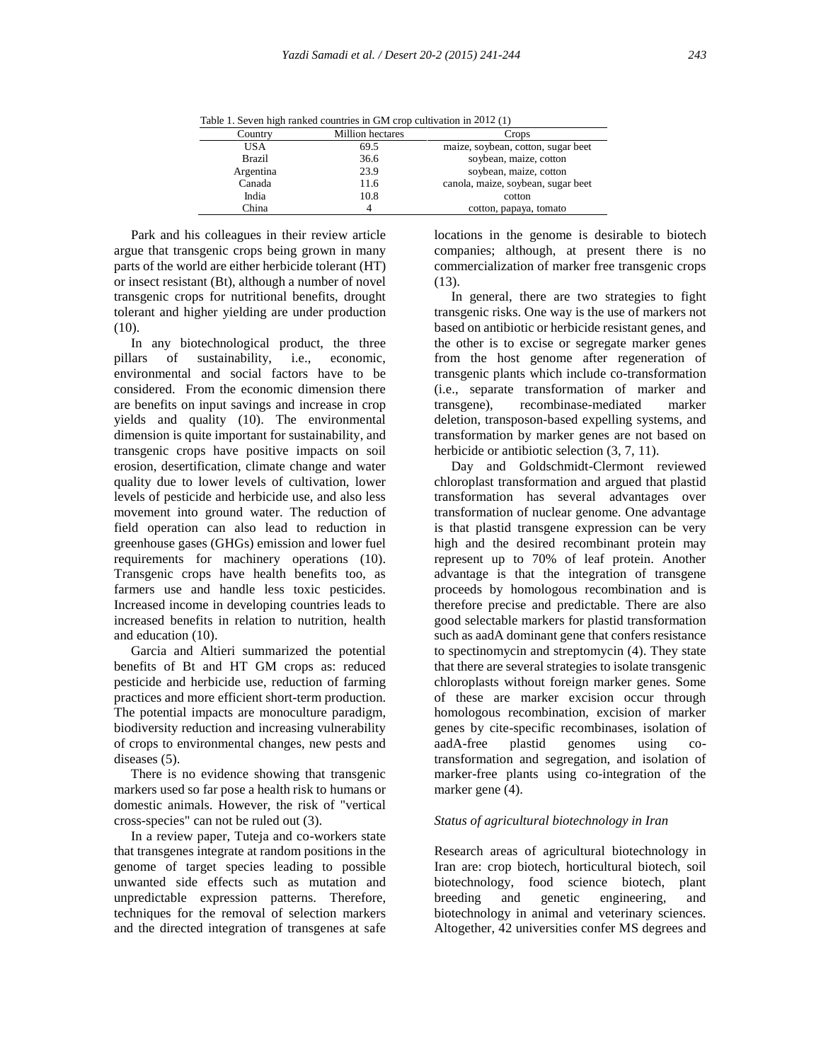Table 1. Seven high ranked countries in GM crop cultivation in 2012 (1)

| Country | Million hectares | Crops |
|---|---|---|
| USA | 69.5 | maize, soybean, cotton, sugar beet |
| Brazil | 36.6 | soybean, maize, cotton |
| Argentina | 23.9 | soybean, maize, cotton |
| Canada | 11.6 | canola, maize, soybean, sugar beet |
| India | 10.8 | cotton |
| China | 4 | cotton, papaya, tomato |

Park and his colleagues in their review article argue that transgenic crops being grown in many parts of the world are either herbicide tolerant (HT) or insect resistant (Bt), although a number of novel transgenic crops for nutritional benefits, drought tolerant and higher yielding are under production (10).

In any biotechnological product, the three pillars of sustainability, i.e., economic, environmental and social factors have to be considered. From the economic dimension there are benefits on input savings and increase in crop yields and quality (10). The environmental dimension is quite important for sustainability, and transgenic crops have positive impacts on soil erosion, desertification, climate change and water quality due to lower levels of cultivation, lower levels of pesticide and herbicide use, and also less movement into ground water. The reduction of field operation can also lead to reduction in greenhouse gases (GHGs) emission and lower fuel requirements for machinery operations (10). Transgenic crops have health benefits too, as farmers use and handle less toxic pesticides. Increased income in developing countries leads to increased benefits in relation to nutrition, health and education (10).

Garcia and Altieri summarized the potential benefits of Bt and HT GM crops as: reduced pesticide and herbicide use, reduction of farming practices and more efficient short-term production. The potential impacts are monoculture paradigm, biodiversity reduction and increasing vulnerability of crops to environmental changes, new pests and diseases (5).

There is no evidence showing that transgenic markers used so far pose a health risk to humans or domestic animals. However, the risk of "vertical cross-species" can not be ruled out (3).

In a review paper, Tuteja and co-workers state that transgenes integrate at random positions in the genome of target species leading to possible unwanted side effects such as mutation and unpredictable expression patterns. Therefore, techniques for the removal of selection markers and the directed integration of transgenes at safe locations in the genome is desirable to biotech companies; although, at present there is no commercialization of marker free transgenic crops (13).

In general, there are two strategies to fight transgenic risks. One way is the use of markers not based on antibiotic or herbicide resistant genes, and the other is to excise or segregate marker genes from the host genome after regeneration of transgenic plants which include co-transformation (i.e., separate transformation of marker and transgene), recombinase-mediated marker deletion, transposon-based expelling systems, and transformation by marker genes are not based on herbicide or antibiotic selection (3, 7, 11).

Day and Goldschmidt-Clermont reviewed chloroplast transformation and argued that plastid transformation has several advantages over transformation of nuclear genome. One advantage is that plastid transgene expression can be very high and the desired recombinant protein may represent up to 70% of leaf protein. Another advantage is that the integration of transgene proceeds by homologous recombination and is therefore precise and predictable. There are also good selectable markers for plastid transformation such as aadA dominant gene that confers resistance to spectinomycin and streptomycin (4). They state that there are several strategies to isolate transgenic chloroplasts without foreign marker genes. Some of these are marker excision occur through homologous recombination, excision of marker genes by cite-specific recombinases, isolation of aadA-free plastid genomes using co-transformation and segregation, and isolation of marker-free plants using co-integration of the marker gene (4).

### *Status of agricultural biotechnology in Iran*

Research areas of agricultural biotechnology in Iran are: crop biotech, horticultural biotech, soil biotechnology, food science biotech, plant breeding and genetic engineering, and biotechnology in animal and veterinary sciences. Altogether, 42 universities confer MS degrees and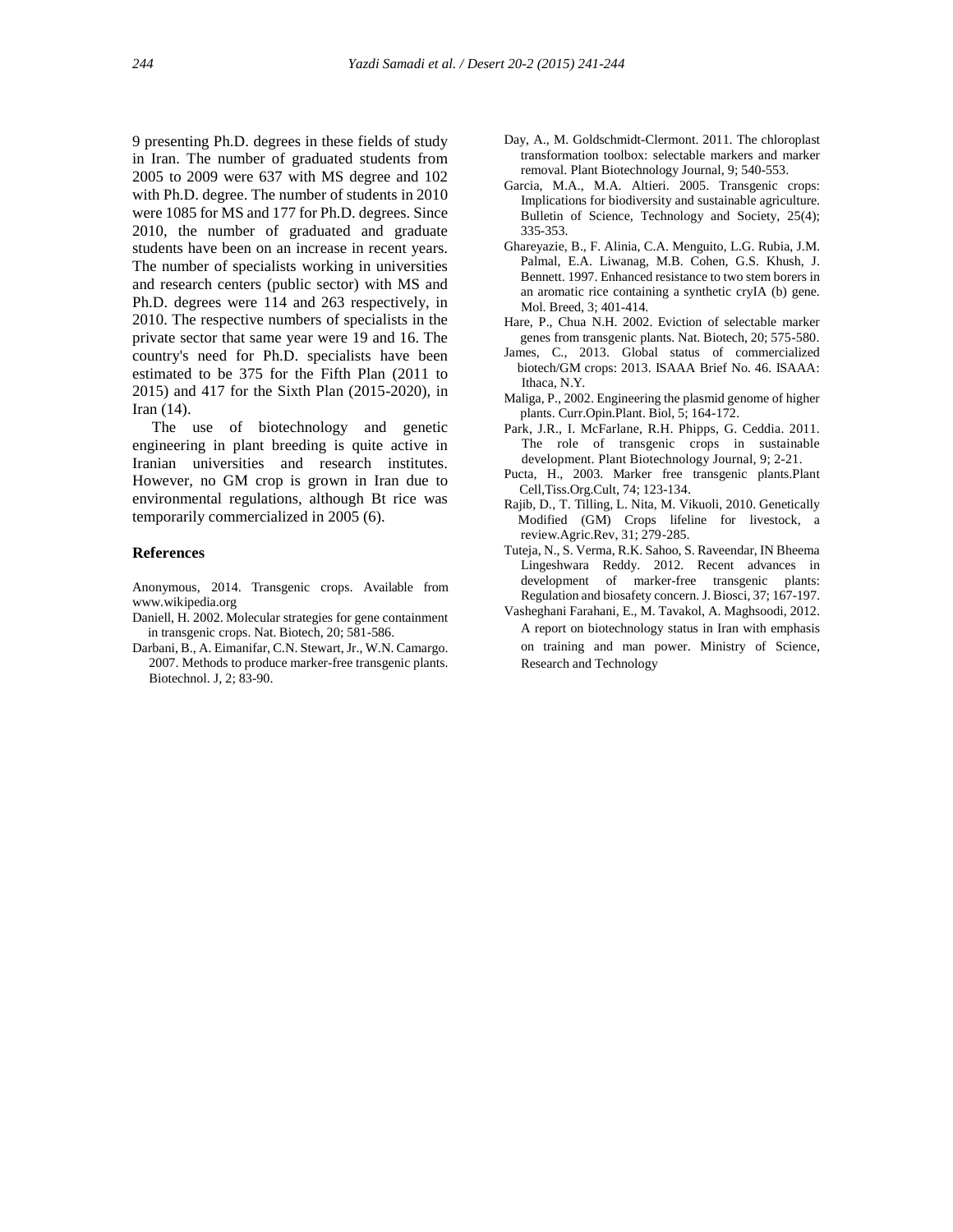9 presenting Ph.D. degrees in these fields of study in Iran. The number of graduated students from 2005 to 2009 were 637 with MS degree and 102 with Ph.D. degree. The number of students in 2010 were 1085 for MS and 177 for Ph.D. degrees. Since 2010, the number of graduated and graduate students have been on an increase in recent years. The number of specialists working in universities and research centers (public sector) with MS and Ph.D. degrees were 114 and 263 respectively, in 2010. The respective numbers of specialists in the private sector that same year were 19 and 16. The country's need for Ph.D. specialists have been estimated to be 375 for the Fifth Plan (2011 to 2015) and 417 for the Sixth Plan (2015-2020), in Iran (14).

The use of biotechnology and genetic engineering in plant breeding is quite active in Iranian universities and research institutes. However, no GM crop is grown in Iran due to environmental regulations, although Bt rice was temporarily commercialized in 2005 (6).

## References

Anonymous, 2014. Transgenic crops. Available from www.wikipedia.org

Daniell, H. 2002. Molecular strategies for gene containment in transgenic crops. Nat. Biotech, 20; 581-586.

Darbani, B., A. Eimanifar, C.N. Stewart, Jr., W.N. Camargo. 2007. Methods to produce marker-free transgenic plants. Biotechnol. J, 2; 83-90.

Day, A., M. Goldschmidt-Clermont. 2011. The chloroplast transformation toolbox: selectable markers and marker removal. Plant Biotechnology Journal, 9; 540-553.

Garcia, M.A., M.A. Altieri. 2005. Transgenic crops: Implications for biodiversity and sustainable agriculture. Bulletin of Science, Technology and Society, 25(4); 335-353.

Ghareyazie, B., F. Alinia, C.A. Menguito, L.G. Rubia, J.M. Palmal, E.A. Liwanag, M.B. Cohen, G.S. Khush, J. Bennett. 1997. Enhanced resistance to two stem borers in an aromatic rice containing a synthetic cryIA (b) gene. Mol. Breed, 3; 401-414.

Hare, P., Chua N.H. 2002. Eviction of selectable marker genes from transgenic plants. Nat. Biotech, 20; 575-580.

James, C., 2013. Global status of commercialized biotech/GM crops: 2013. ISAAA Brief No. 46. ISAAA: Ithaca, N.Y.

Maliga, P., 2002. Engineering the plasmid genome of higher plants. Curr.Opin.Plant. Biol, 5; 164-172.

Park, J.R., I. McFarlane, R.H. Phipps, G. Ceddia. 2011. The role of transgenic crops in sustainable development. Plant Biotechnology Journal, 9; 2-21.

Pucta, H., 2003. Marker free transgenic plants.Plant Cell,Tiss.Org.Cult, 74; 123-134.

Rajib, D., T. Tilling, L. Nita, M. Vikuoli, 2010. Genetically Modified (GM) Crops lifeline for livestock, a review.Agric.Rev, 31; 279-285.

Tuteja, N., S. Verma, R.K. Sahoo, S. Raveendar, IN Bheema Lingeshwara Reddy. 2012. Recent advances in development of marker-free transgenic plants: Regulation and biosafety concern. J. Biosci, 37; 167-197.

Vasheghani Farahani, E., M. Tavakol, A. Maghsoodi, 2012. A report on biotechnology status in Iran with emphasis on training and man power. Ministry of Science, Research and Technology